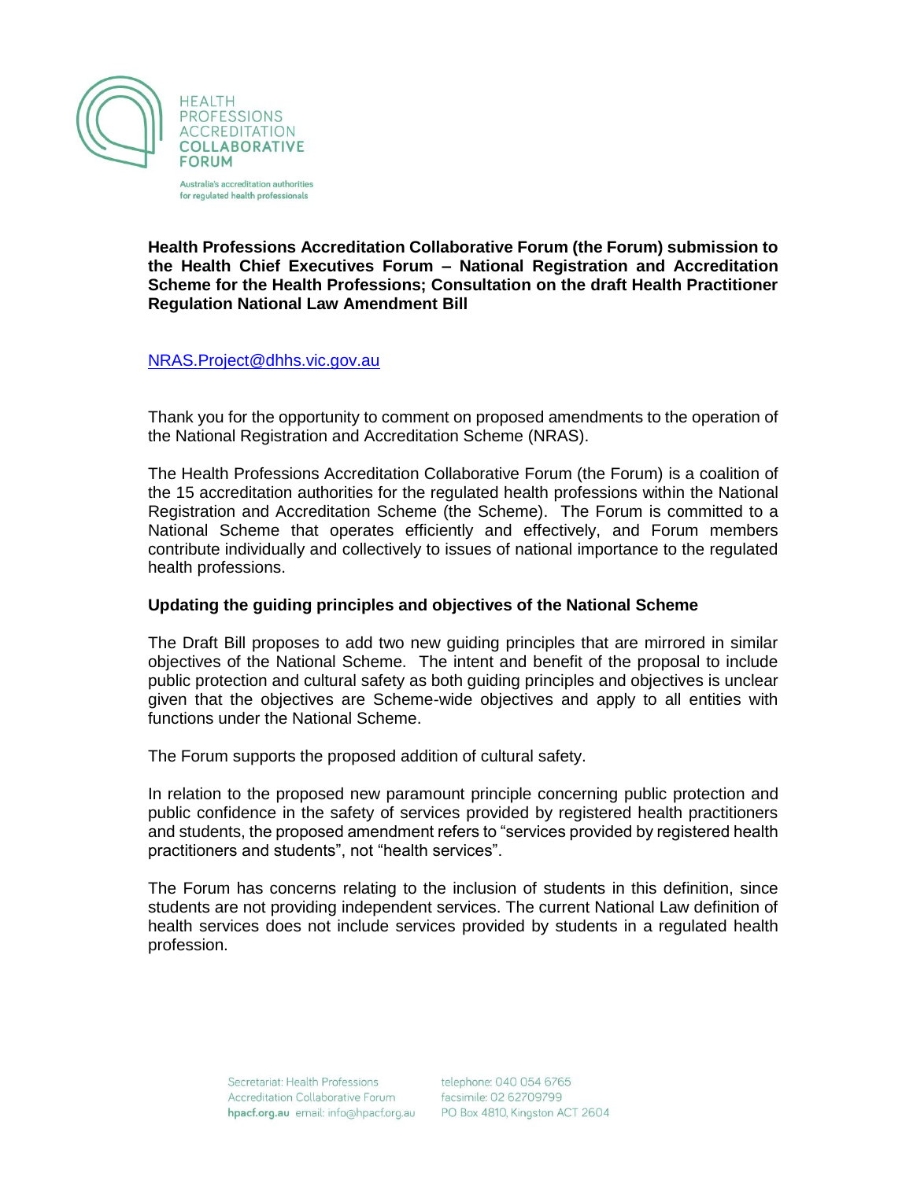HEALTH PROFESSIONS ACCREDITATION COLLABORATIVE FORUM

Australia's accreditation authorities for regulated health professionals

**Health Professions Accreditation Collaborative Forum (the Forum) submission to the Health Chief Executives Forum – National Registration and Accreditation Scheme for the Health Professions; Consultation on the draft Health Practitioner Regulation National Law Amendment Bill**

NRAS.Project@dhhs.vic.gov.au

Thank you for the opportunity to comment on proposed amendments to the operation of the National Registration and Accreditation Scheme (NRAS).

The Health Professions Accreditation Collaborative Forum (the Forum) is a coalition of the 15 accreditation authorities for the regulated health professions within the National Registration and Accreditation Scheme (the Scheme). The Forum is committed to a National Scheme that operates efficiently and effectively, and Forum members contribute individually and collectively to issues of national importance to the regulated health professions.

## Updating the guiding principles and objectives of the National Scheme

The Draft Bill proposes to add two new guiding principles that are mirrored in similar objectives of the National Scheme. The intent and benefit of the proposal to include public protection and cultural safety as both guiding principles and objectives is unclear given that the objectives are Scheme-wide objectives and apply to all entities with functions under the National Scheme.

The Forum supports the proposed addition of cultural safety.

In relation to the proposed new paramount principle concerning public protection and public confidence in the safety of services provided by registered health practitioners and students, the proposed amendment refers to "services provided by registered health practitioners and students", not "health services".

The Forum has concerns relating to the inclusion of students in this definition, since students are not providing independent services. The current National Law definition of health services does not include services provided by students in a regulated health profession.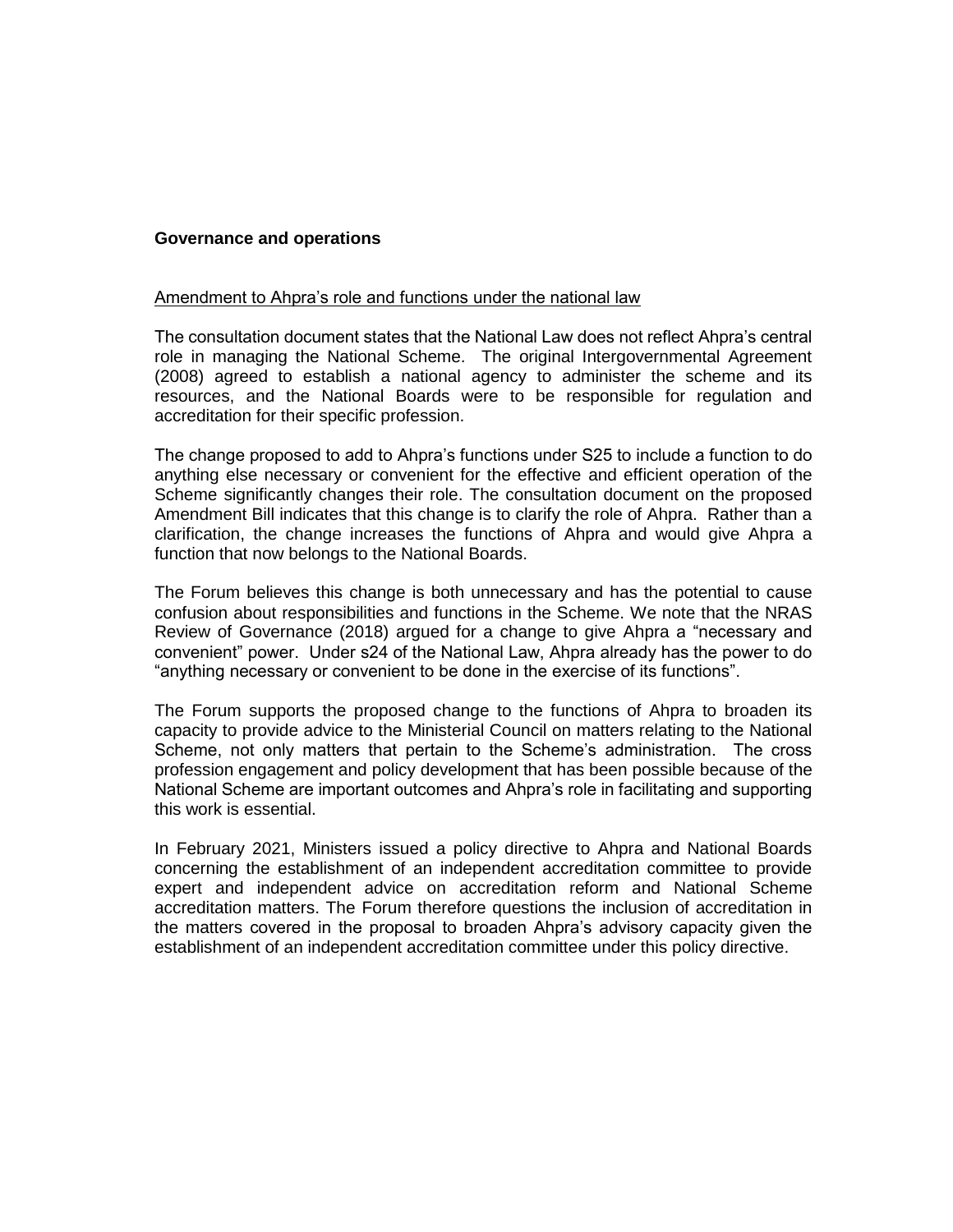**Governance and operations**

Amendment to Ahpra's role and functions under the national law

The consultation document states that the National Law does not reflect Ahpra's central role in managing the National Scheme. The original Intergovernmental Agreement (2008) agreed to establish a national agency to administer the scheme and its resources, and the National Boards were to be responsible for regulation and accreditation for their specific profession.

The change proposed to add to Ahpra's functions under S25 to include a function to do anything else necessary or convenient for the effective and efficient operation of the Scheme significantly changes their role. The consultation document on the proposed Amendment Bill indicates that this change is to clarify the role of Ahpra. Rather than a clarification, the change increases the functions of Ahpra and would give Ahpra a function that now belongs to the National Boards.

The Forum believes this change is both unnecessary and has the potential to cause confusion about responsibilities and functions in the Scheme. We note that the NRAS Review of Governance (2018) argued for a change to give Ahpra a "necessary and convenient" power. Under s24 of the National Law, Ahpra already has the power to do "anything necessary or convenient to be done in the exercise of its functions".

The Forum supports the proposed change to the functions of Ahpra to broaden its capacity to provide advice to the Ministerial Council on matters relating to the National Scheme, not only matters that pertain to the Scheme's administration. The cross profession engagement and policy development that has been possible because of the National Scheme are important outcomes and Ahpra's role in facilitating and supporting this work is essential.

In February 2021, Ministers issued a policy directive to Ahpra and National Boards concerning the establishment of an independent accreditation committee to provide expert and independent advice on accreditation reform and National Scheme accreditation matters. The Forum therefore questions the inclusion of accreditation in the matters covered in the proposal to broaden Ahpra's advisory capacity given the establishment of an independent accreditation committee under this policy directive.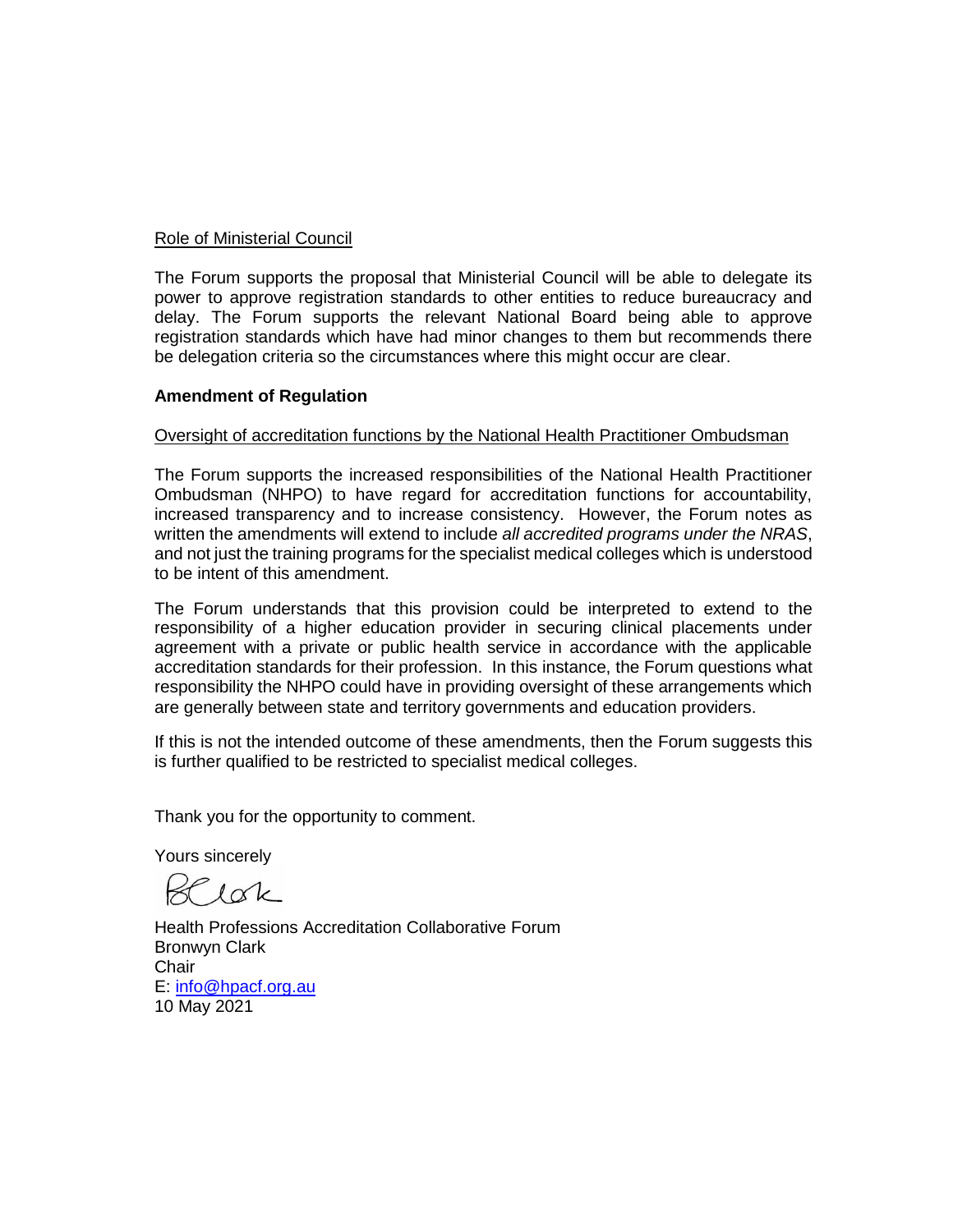Role of Ministerial Council

The Forum supports the proposal that Ministerial Council will be able to delegate its power to approve registration standards to other entities to reduce bureaucracy and delay. The Forum supports the relevant National Board being able to approve registration standards which have had minor changes to them but recommends there be delegation criteria so the circumstances where this might occur are clear.

**Amendment of Regulation**

Oversight of accreditation functions by the National Health Practitioner Ombudsman

The Forum supports the increased responsibilities of the National Health Practitioner Ombudsman (NHPO) to have regard for accreditation functions for accountability, increased transparency and to increase consistency. However, the Forum notes as written the amendments will extend to include *all accredited programs under the NRAS*, and not just the training programs for the specialist medical colleges which is understood to be intent of this amendment.

The Forum understands that this provision could be interpreted to extend to the responsibility of a higher education provider in securing clinical placements under agreement with a private or public health service in accordance with the applicable accreditation standards for their profession. In this instance, the Forum questions what responsibility the NHPO could have in providing oversight of these arrangements which are generally between state and territory governments and education providers.

If this is not the intended outcome of these amendments, then the Forum suggests this is further qualified to be restricted to specialist medical colleges.

Thank you for the opportunity to comment.

Yours sincerely

Health Professions Accreditation Collaborative Forum
Bronwyn Clark
Chair
E: info@hpacf.org.au
10 May 2021